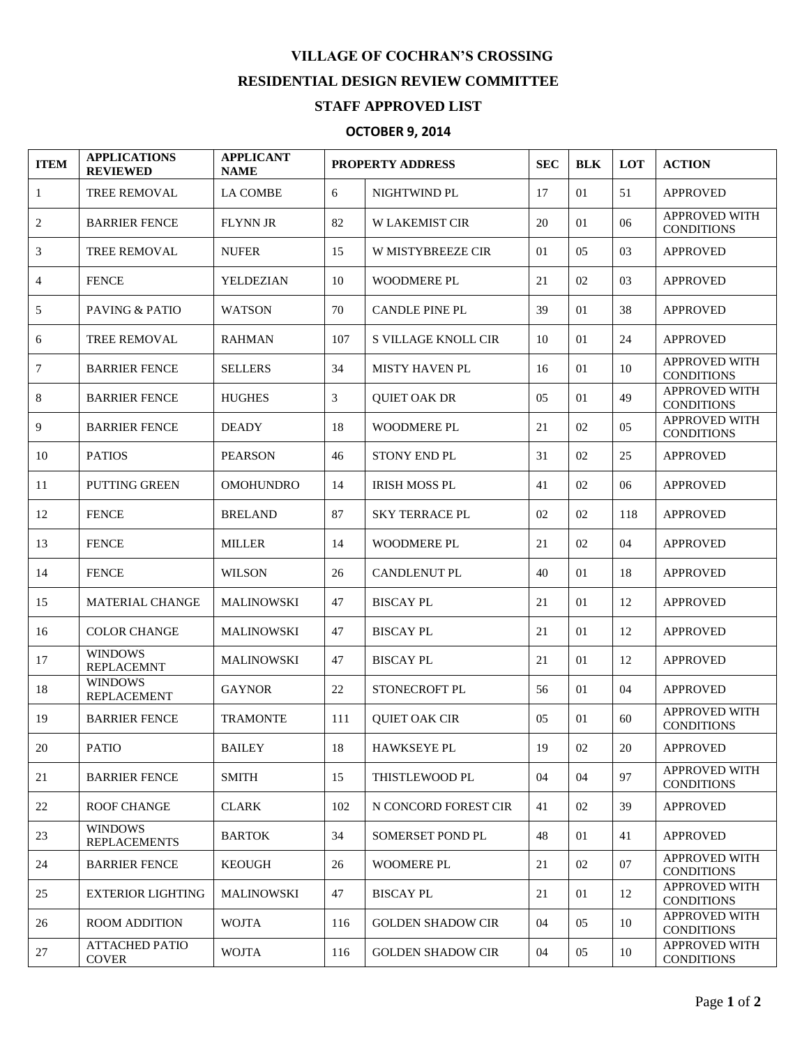# VILLAGE OF COCHRAN'S CROSSING

## RESIDENTIAL DESIGN REVIEW COMMITTEE

## STAFF APPROVED LIST

### OCTOBER 9, 2014

| ITEM | APPLICATIONS REVIEWED | APPLICANT NAME | PROPERTY ADDRESS | | SEC | BLK | LOT | ACTION |
|---|---|---|---|---|---|---|---|---|
| 1 | TREE REMOVAL | LA COMBE | 6 | NIGHTWIND PL | 17 | 01 | 51 | APPROVED |
| 2 | BARRIER FENCE | FLYNN JR | 82 | W LAKEMIST CIR | 20 | 01 | 06 | APPROVED WITH CONDITIONS |
| 3 | TREE REMOVAL | NUFER | 15 | W MISTYBREEZE CIR | 01 | 05 | 03 | APPROVED |
| 4 | FENCE | YELDEZIAN | 10 | WOODMERE PL | 21 | 02 | 03 | APPROVED |
| 5 | PAVING & PATIO | WATSON | 70 | CANDLE PINE PL | 39 | 01 | 38 | APPROVED |
| 6 | TREE REMOVAL | RAHMAN | 107 | S VILLAGE KNOLL CIR | 10 | 01 | 24 | APPROVED |
| 7 | BARRIER FENCE | SELLERS | 34 | MISTY HAVEN PL | 16 | 01 | 10 | APPROVED WITH CONDITIONS |
| 8 | BARRIER FENCE | HUGHES | 3 | QUIET OAK DR | 05 | 01 | 49 | APPROVED WITH CONDITIONS |
| 9 | BARRIER FENCE | DEADY | 18 | WOODMERE PL | 21 | 02 | 05 | APPROVED WITH CONDITIONS |
| 10 | PATIOS | PEARSON | 46 | STONY END PL | 31 | 02 | 25 | APPROVED |
| 11 | PUTTING GREEN | OMOHUNDRO | 14 | IRISH MOSS PL | 41 | 02 | 06 | APPROVED |
| 12 | FENCE | BRELAND | 87 | SKY TERRACE PL | 02 | 02 | 118 | APPROVED |
| 13 | FENCE | MILLER | 14 | WOODMERE PL | 21 | 02 | 04 | APPROVED |
| 14 | FENCE | WILSON | 26 | CANDLENUT PL | 40 | 01 | 18 | APPROVED |
| 15 | MATERIAL CHANGE | MALINOWSKI | 47 | BISCAY PL | 21 | 01 | 12 | APPROVED |
| 16 | COLOR CHANGE | MALINOWSKI | 47 | BISCAY PL | 21 | 01 | 12 | APPROVED |
| 17 | WINDOWS REPLACEMNT | MALINOWSKI | 47 | BISCAY PL | 21 | 01 | 12 | APPROVED |
| 18 | WINDOWS REPLACEMENT | GAYNOR | 22 | STONECROFT PL | 56 | 01 | 04 | APPROVED |
| 19 | BARRIER FENCE | TRAMONTE | 111 | QUIET OAK CIR | 05 | 01 | 60 | APPROVED WITH CONDITIONS |
| 20 | PATIO | BAILEY | 18 | HAWKSEYE PL | 19 | 02 | 20 | APPROVED |
| 21 | BARRIER FENCE | SMITH | 15 | THISTLEWOOD PL | 04 | 04 | 97 | APPROVED WITH CONDITIONS |
| 22 | ROOF CHANGE | CLARK | 102 | N CONCORD FOREST CIR | 41 | 02 | 39 | APPROVED |
| 23 | WINDOWS REPLACEMENTS | BARTOK | 34 | SOMERSET POND PL | 48 | 01 | 41 | APPROVED |
| 24 | BARRIER FENCE | KEOUGH | 26 | WOOMERE PL | 21 | 02 | 07 | APPROVED WITH CONDITIONS |
| 25 | EXTERIOR LIGHTING | MALINOWSKI | 47 | BISCAY PL | 21 | 01 | 12 | APPROVED WITH CONDITIONS |
| 26 | ROOM ADDITION | WOJTA | 116 | GOLDEN SHADOW CIR | 04 | 05 | 10 | APPROVED WITH CONDITIONS |
| 27 | ATTACHED PATIO COVER | WOJTA | 116 | GOLDEN SHADOW CIR | 04 | 05 | 10 | APPROVED WITH CONDITIONS |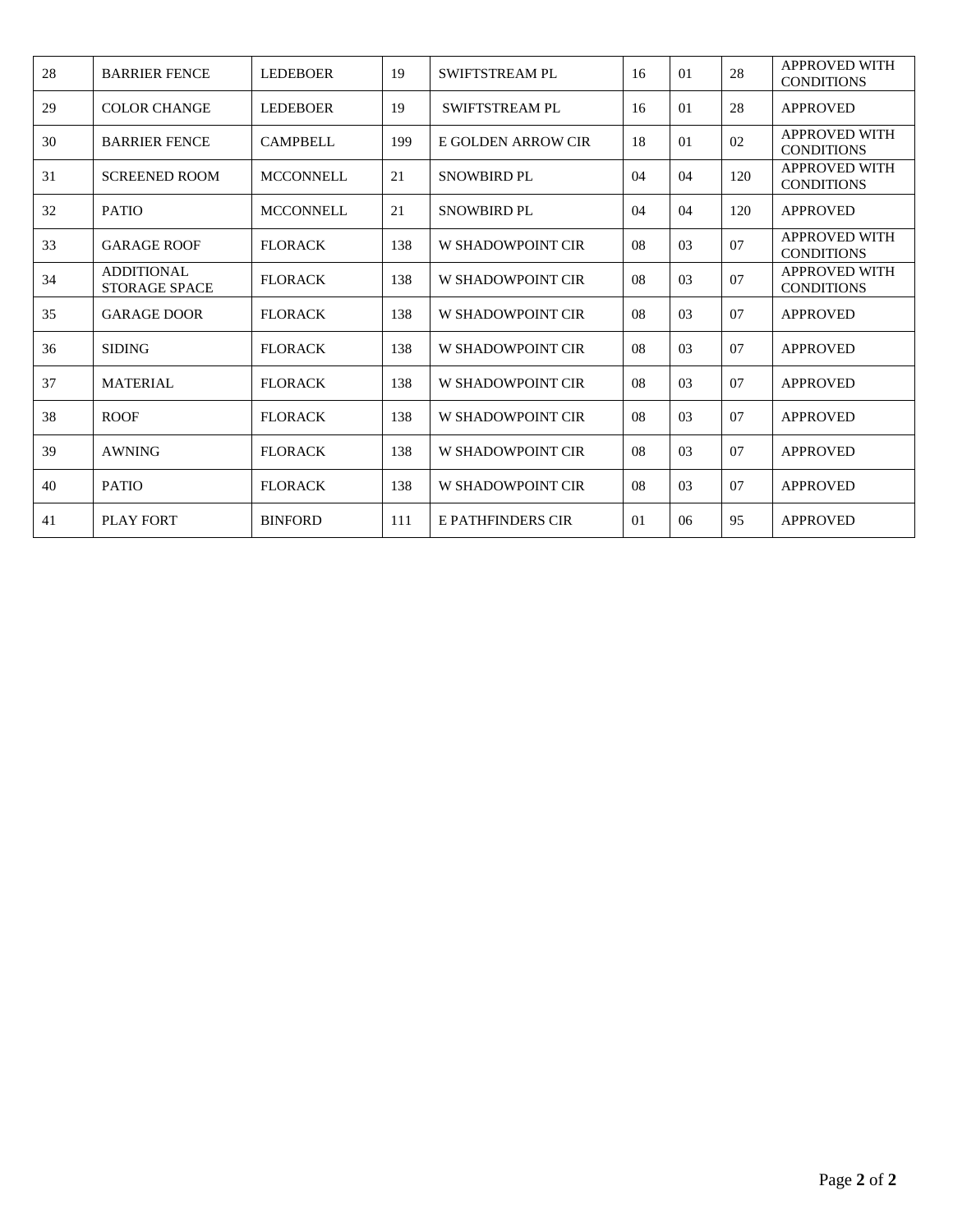| | | | | | | | | |
|---|---|---|---|---|---|---|---|---|
| 28 | BARRIER FENCE | LEDEBOER | 19 | SWIFTSTREAM PL | 16 | 01 | 28 | APPROVED WITH CONDITIONS |
| 29 | COLOR CHANGE | LEDEBOER | 19 | SWIFTSTREAM PL | 16 | 01 | 28 | APPROVED |
| 30 | BARRIER FENCE | CAMPBELL | 199 | E GOLDEN ARROW CIR | 18 | 01 | 02 | APPROVED WITH CONDITIONS |
| 31 | SCREENED ROOM | MCCONNELL | 21 | SNOWBIRD PL | 04 | 04 | 120 | APPROVED WITH CONDITIONS |
| 32 | PATIO | MCCONNELL | 21 | SNOWBIRD PL | 04 | 04 | 120 | APPROVED |
| 33 | GARAGE ROOF | FLORACK | 138 | W SHADOWPOINT CIR | 08 | 03 | 07 | APPROVED WITH CONDITIONS |
| 34 | ADDITIONAL STORAGE SPACE | FLORACK | 138 | W SHADOWPOINT CIR | 08 | 03 | 07 | APPROVED WITH CONDITIONS |
| 35 | GARAGE DOOR | FLORACK | 138 | W SHADOWPOINT CIR | 08 | 03 | 07 | APPROVED |
| 36 | SIDING | FLORACK | 138 | W SHADOWPOINT CIR | 08 | 03 | 07 | APPROVED |
| 37 | MATERIAL | FLORACK | 138 | W SHADOWPOINT CIR | 08 | 03 | 07 | APPROVED |
| 38 | ROOF | FLORACK | 138 | W SHADOWPOINT CIR | 08 | 03 | 07 | APPROVED |
| 39 | AWNING | FLORACK | 138 | W SHADOWPOINT CIR | 08 | 03 | 07 | APPROVED |
| 40 | PATIO | FLORACK | 138 | W SHADOWPOINT CIR | 08 | 03 | 07 | APPROVED |
| 41 | PLAY FORT | BINFORD | 111 | E PATHFINDERS CIR | 01 | 06 | 95 | APPROVED |